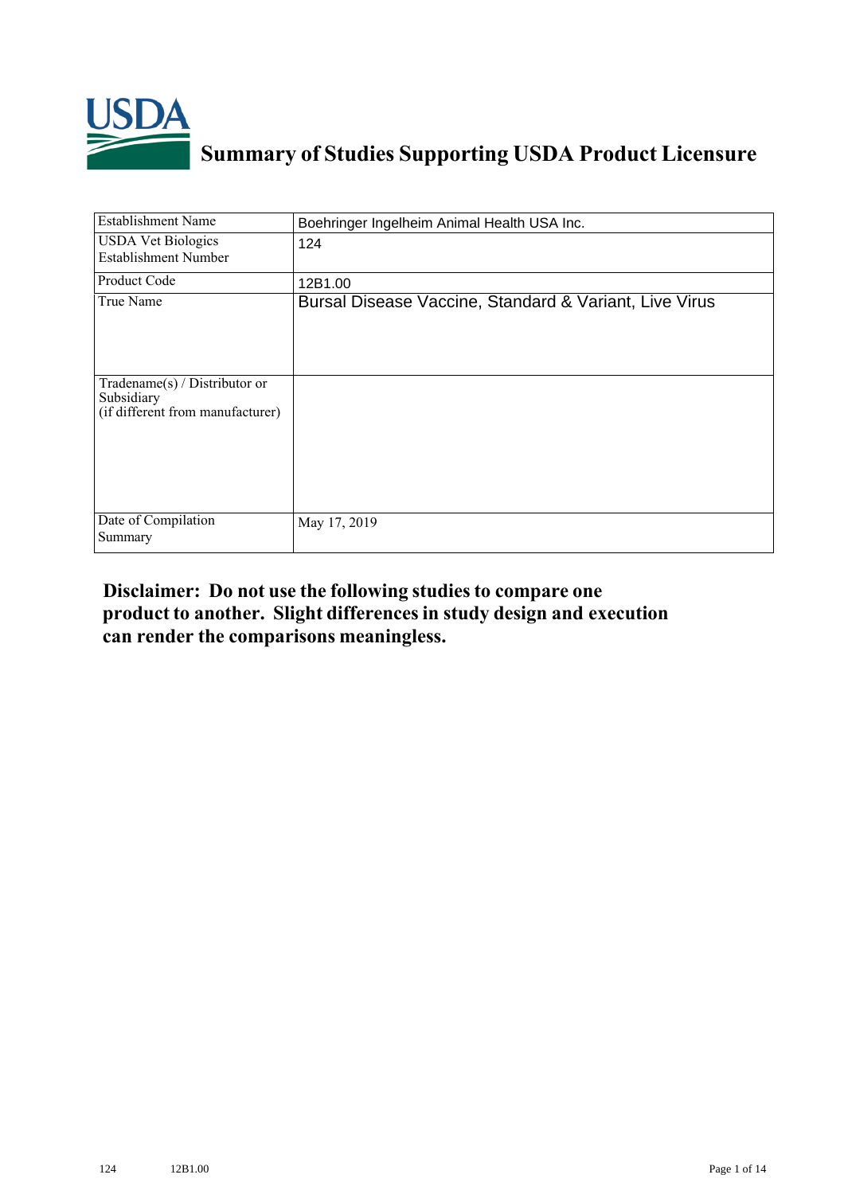USDA

# Summary of Studies Supporting USDA Product Licensure

| Establishment Name | Boehringer Ingelheim Animal Health USA Inc. |
| --- | --- |
| USDA Vet Biologics Establishment Number | 124 |
| Product Code | 12B1.00 |
| True Name | Bursal Disease Vaccine, Standard & Variant, Live Virus |
| Tradename(s) / Distributor or Subsidiary (if different from manufacturer) | |
| Date of Compilation Summary | May 17, 2019 |

**Disclaimer: Do not use the following studies to compare one product to another. Slight differences in study design and execution can render the comparisons meaningless.**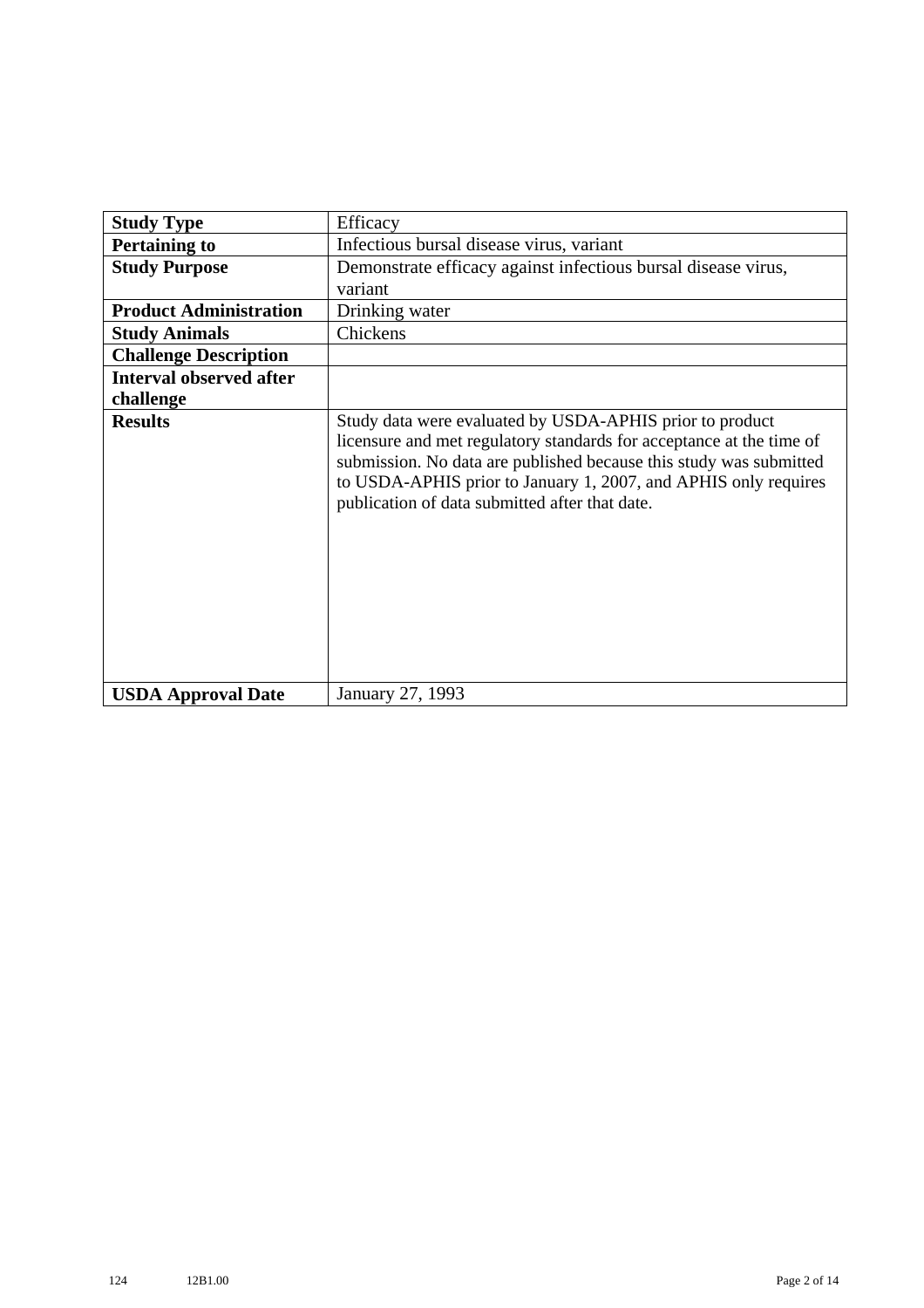| **Study Type** | Efficacy |
|---|---|
| **Pertaining to** | Infectious bursal disease virus, variant |
| **Study Purpose** | Demonstrate efficacy against infectious bursal disease virus, variant |
| **Product Administration** | Drinking water |
| **Study Animals** | Chickens |
| **Challenge Description** | |
| **Interval observed after challenge** | |
| **Results** | Study data were evaluated by USDA-APHIS prior to product licensure and met regulatory standards for acceptance at the time of submission. No data are published because this study was submitted to USDA-APHIS prior to January 1, 2007, and APHIS only requires publication of data submitted after that date. |
| **USDA Approval Date** | January 27, 1993 |

124 12B1.00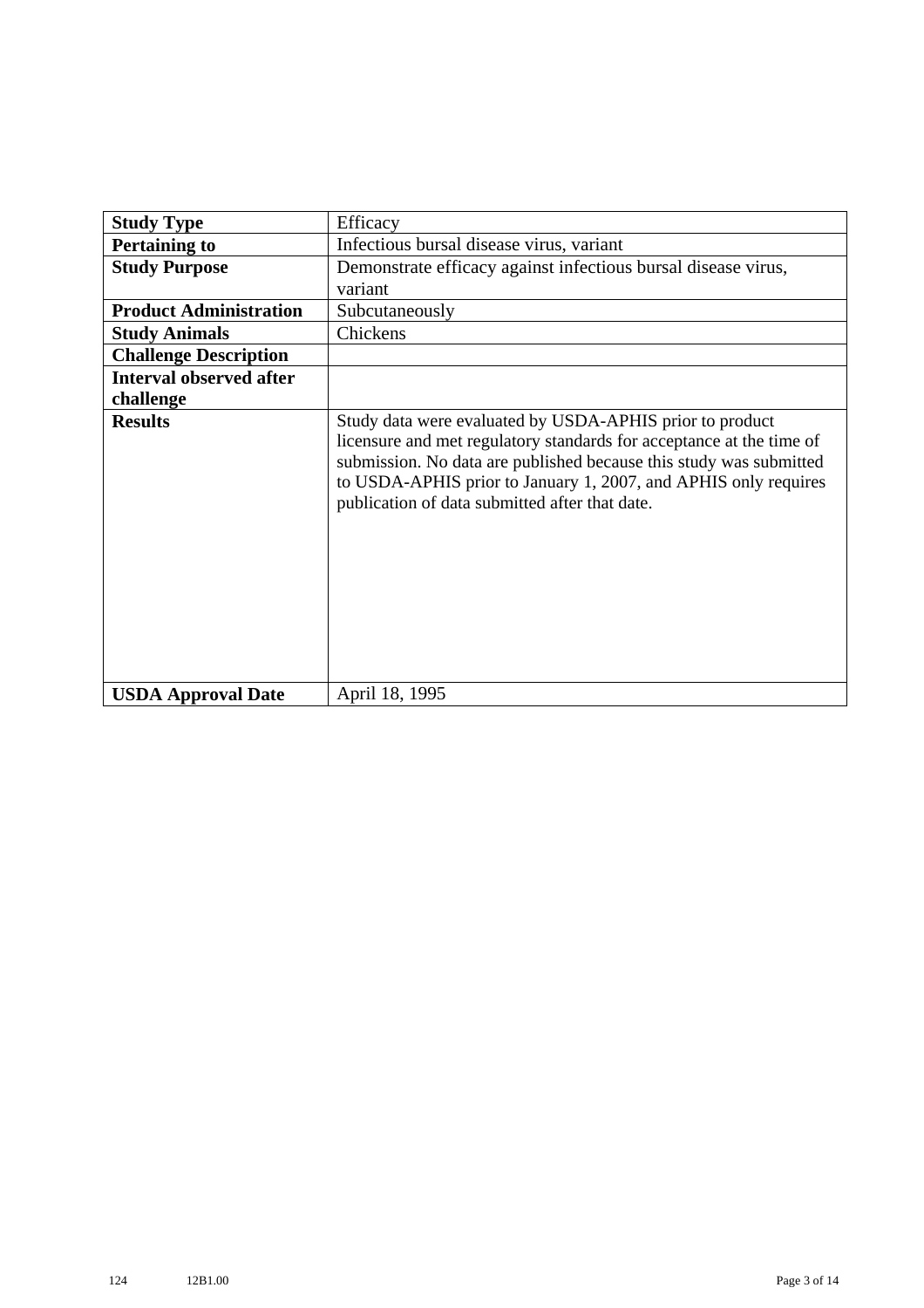| **Study Type** | Efficacy |
|---|---|
| **Pertaining to** | Infectious bursal disease virus, variant |
| **Study Purpose** | Demonstrate efficacy against infectious bursal disease virus, variant |
| **Product Administration** | Subcutaneously |
| **Study Animals** | Chickens |
| **Challenge Description** | |
| **Interval observed after challenge** | |
| **Results** | Study data were evaluated by USDA-APHIS prior to product licensure and met regulatory standards for acceptance at the time of submission. No data are published because this study was submitted to USDA-APHIS prior to January 1, 2007, and APHIS only requires publication of data submitted after that date. |
| **USDA Approval Date** | April 18, 1995 |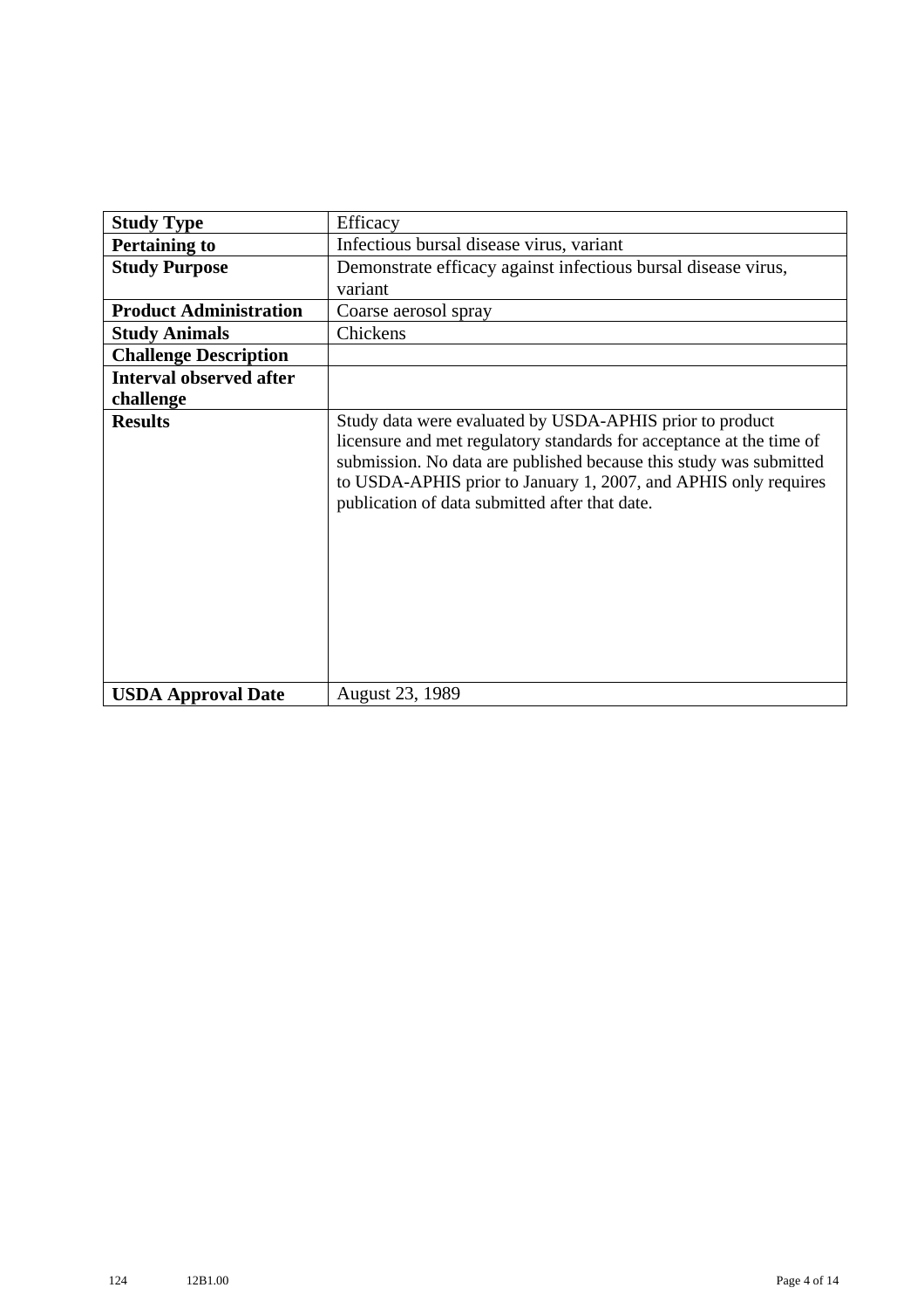| **Study Type** | Efficacy |
|---|---|
| **Pertaining to** | Infectious bursal disease virus, variant |
| **Study Purpose** | Demonstrate efficacy against infectious bursal disease virus, variant |
| **Product Administration** | Coarse aerosol spray |
| **Study Animals** | Chickens |
| **Challenge Description** | |
| **Interval observed after challenge** | |
| **Results** | Study data were evaluated by USDA-APHIS prior to product licensure and met regulatory standards for acceptance at the time of submission. No data are published because this study was submitted to USDA-APHIS prior to January 1, 2007, and APHIS only requires publication of data submitted after that date. |
| **USDA Approval Date** | August 23, 1989 |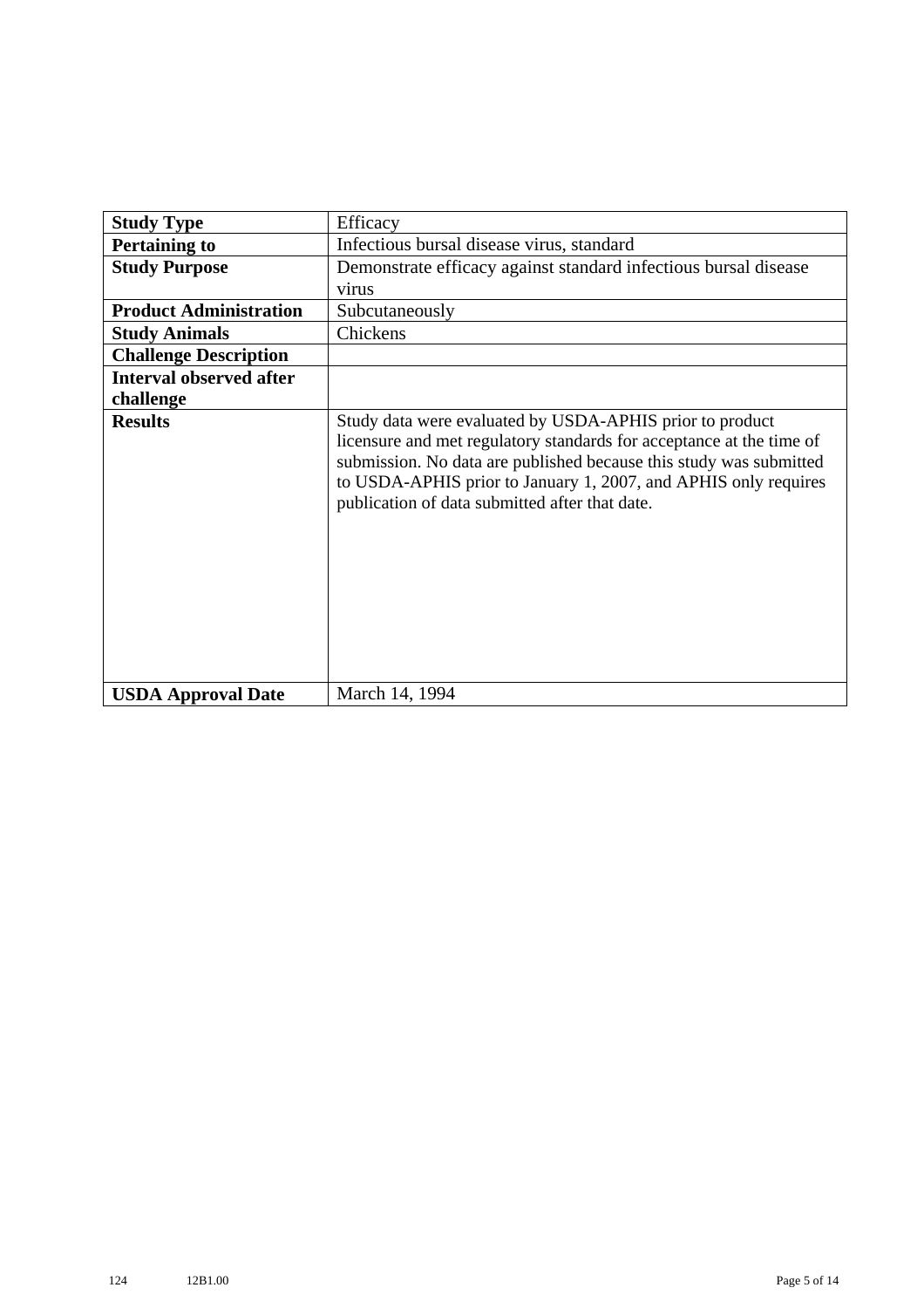| **Study Type** | Efficacy |
|---|---|
| **Pertaining to** | Infectious bursal disease virus, standard |
| **Study Purpose** | Demonstrate efficacy against standard infectious bursal disease virus |
| **Product Administration** | Subcutaneously |
| **Study Animals** | Chickens |
| **Challenge Description** | |
| **Interval observed after challenge** | |
| **Results** | Study data were evaluated by USDA-APHIS prior to product licensure and met regulatory standards for acceptance at the time of submission. No data are published because this study was submitted to USDA-APHIS prior to January 1, 2007, and APHIS only requires publication of data submitted after that date. |
| **USDA Approval Date** | March 14, 1994 |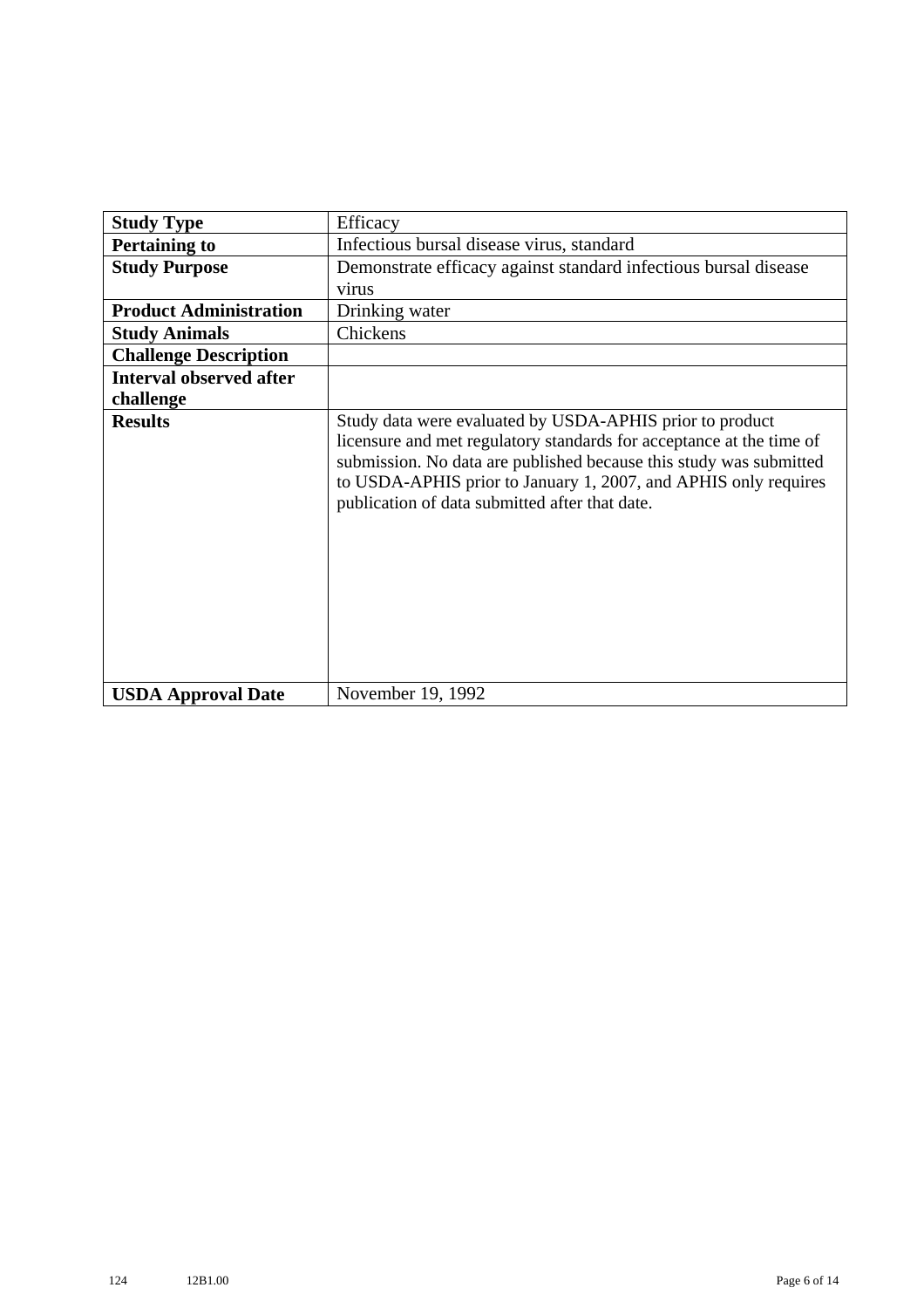| Study Type | Efficacy |
|---|---|
| **Pertaining to** | Infectious bursal disease virus, standard |
| **Study Purpose** | Demonstrate efficacy against standard infectious bursal disease virus |
| **Product Administration** | Drinking water |
| **Study Animals** | Chickens |
| **Challenge Description** | |
| **Interval observed after challenge** | |
| **Results** | Study data were evaluated by USDA-APHIS prior to product licensure and met regulatory standards for acceptance at the time of submission. No data are published because this study was submitted to USDA-APHIS prior to January 1, 2007, and APHIS only requires publication of data submitted after that date. |
| **USDA Approval Date** | November 19, 1992 |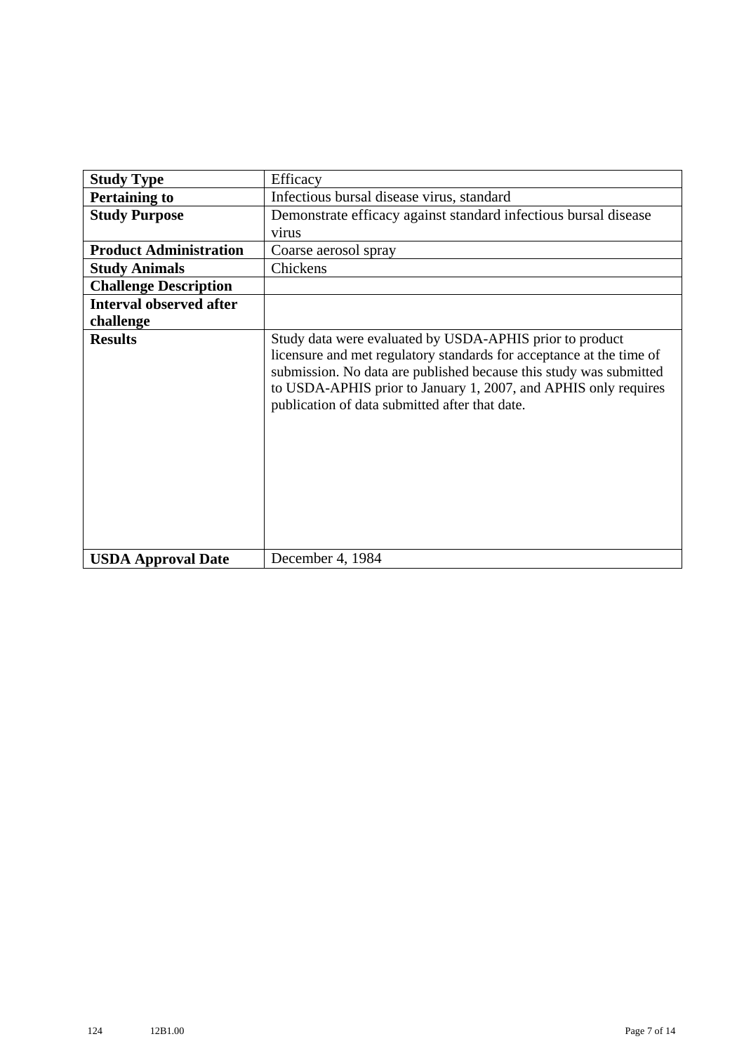| **Study Type** | Efficacy |
|---|---|
| **Pertaining to** | Infectious bursal disease virus, standard |
| **Study Purpose** | Demonstrate efficacy against standard infectious bursal disease virus |
| **Product Administration** | Coarse aerosol spray |
| **Study Animals** | Chickens |
| **Challenge Description** | |
| **Interval observed after challenge** | |
| **Results** | Study data were evaluated by USDA-APHIS prior to product licensure and met regulatory standards for acceptance at the time of submission. No data are published because this study was submitted to USDA-APHIS prior to January 1, 2007, and APHIS only requires publication of data submitted after that date. |
| **USDA Approval Date** | December 4, 1984 |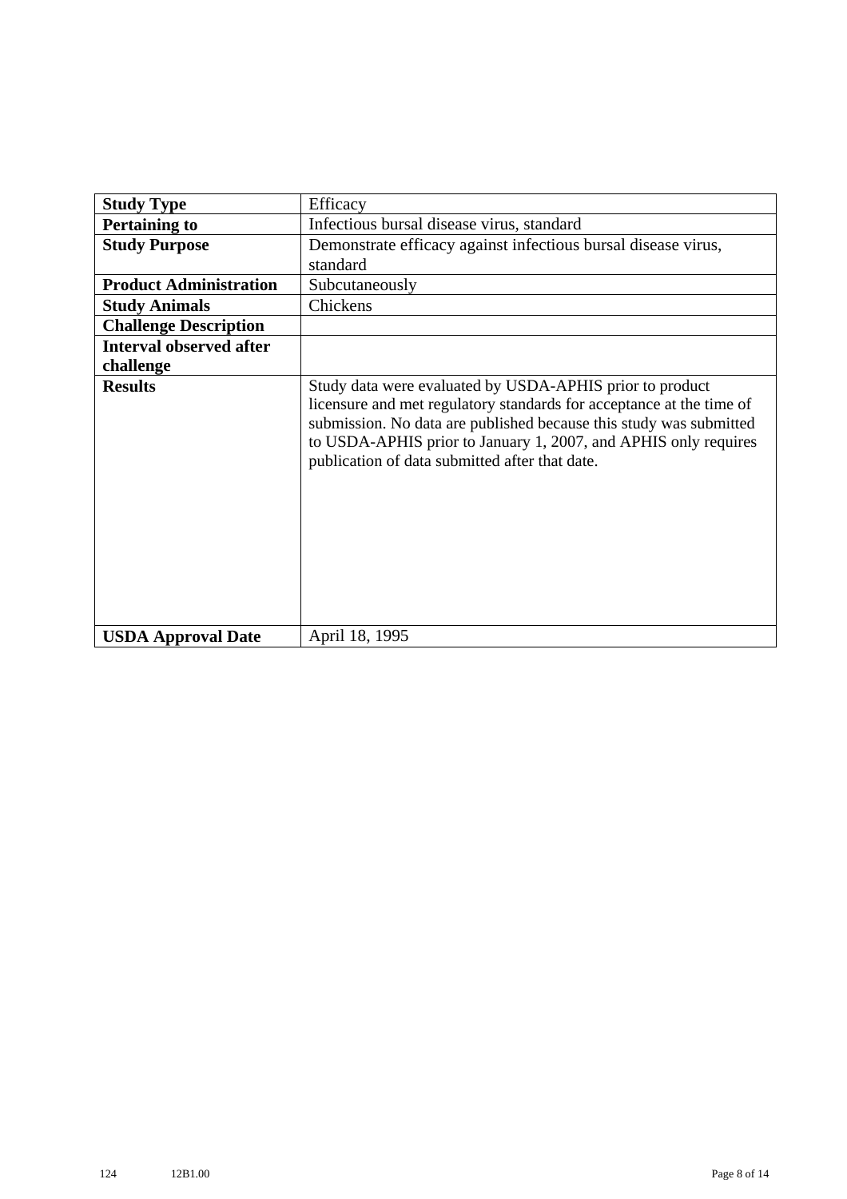| | |
|---|---|
| **Study Type** | Efficacy |
| **Pertaining to** | Infectious bursal disease virus, standard |
| **Study Purpose** | Demonstrate efficacy against infectious bursal disease virus, standard |
| **Product Administration** | Subcutaneously |
| **Study Animals** | Chickens |
| **Challenge Description** | |
| **Interval observed after challenge** | |
| **Results** | Study data were evaluated by USDA-APHIS prior to product licensure and met regulatory standards for acceptance at the time of submission. No data are published because this study was submitted to USDA-APHIS prior to January 1, 2007, and APHIS only requires publication of data submitted after that date. |
| **USDA Approval Date** | April 18, 1995 |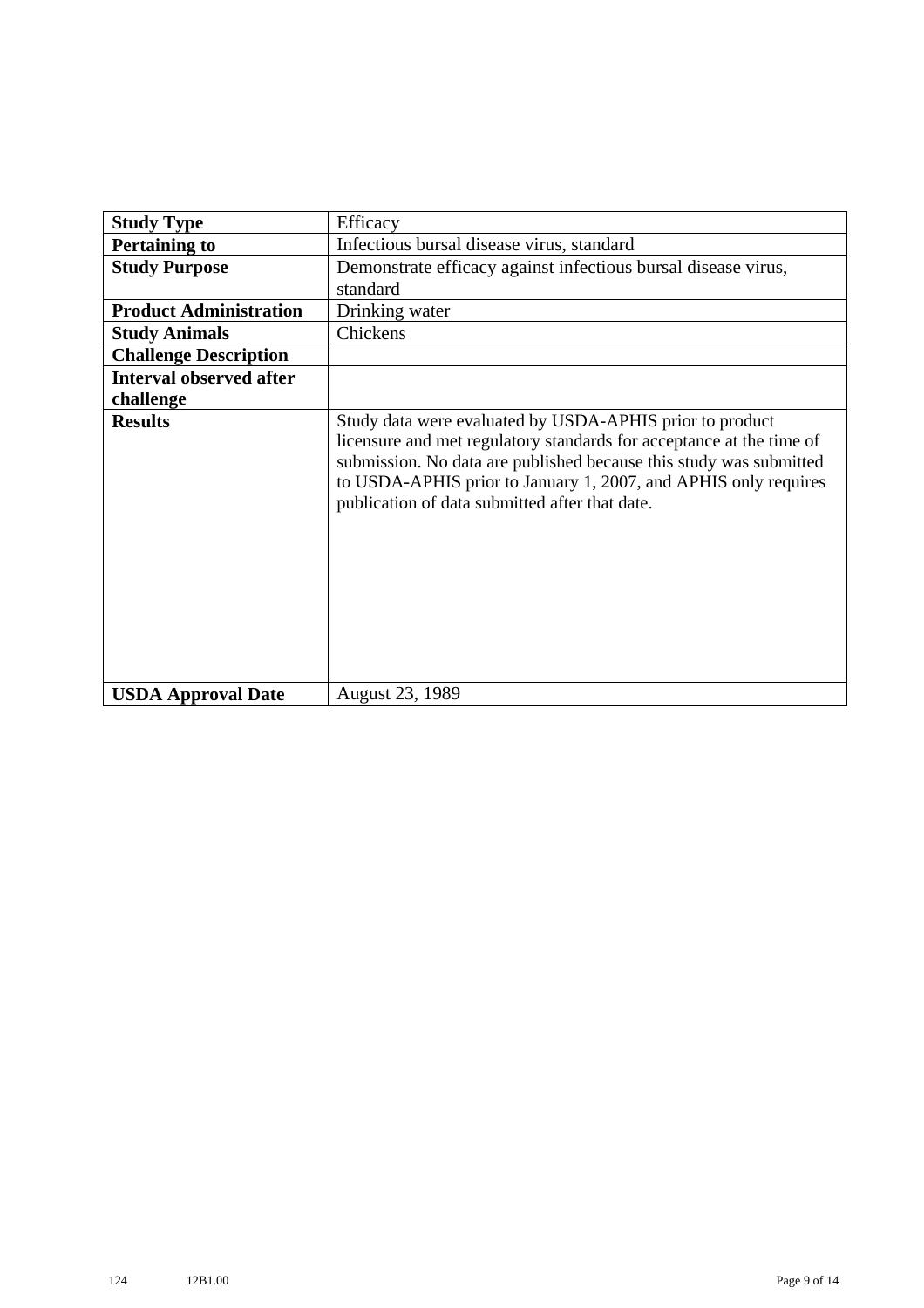| **Study Type** | Efficacy |
|---|---|
| **Pertaining to** | Infectious bursal disease virus, standard |
| **Study Purpose** | Demonstrate efficacy against infectious bursal disease virus, standard |
| **Product Administration** | Drinking water |
| **Study Animals** | Chickens |
| **Challenge Description** | |
| **Interval observed after challenge** | |
| **Results** | Study data were evaluated by USDA-APHIS prior to product licensure and met regulatory standards for acceptance at the time of submission. No data are published because this study was submitted to USDA-APHIS prior to January 1, 2007, and APHIS only requires publication of data submitted after that date. |
| **USDA Approval Date** | August 23, 1989 |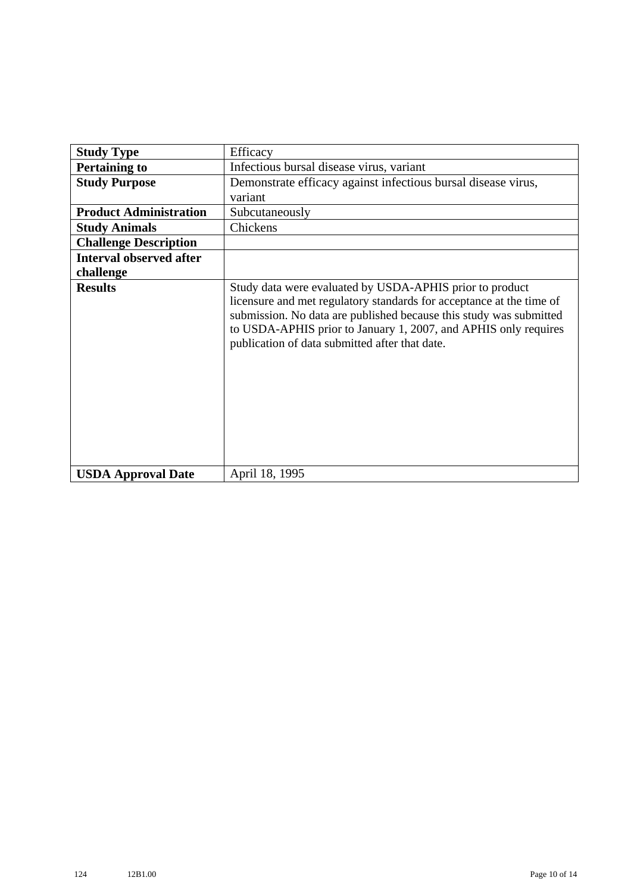| **Study Type** | Efficacy |
|---|---|
| **Pertaining to** | Infectious bursal disease virus, variant |
| **Study Purpose** | Demonstrate efficacy against infectious bursal disease virus, variant |
| **Product Administration** | Subcutaneously |
| **Study Animals** | Chickens |
| **Challenge Description** | |
| **Interval observed after challenge** | |
| **Results** | Study data were evaluated by USDA-APHIS prior to product licensure and met regulatory standards for acceptance at the time of submission. No data are published because this study was submitted to USDA-APHIS prior to January 1, 2007, and APHIS only requires publication of data submitted after that date. |
| **USDA Approval Date** | April 18, 1995 |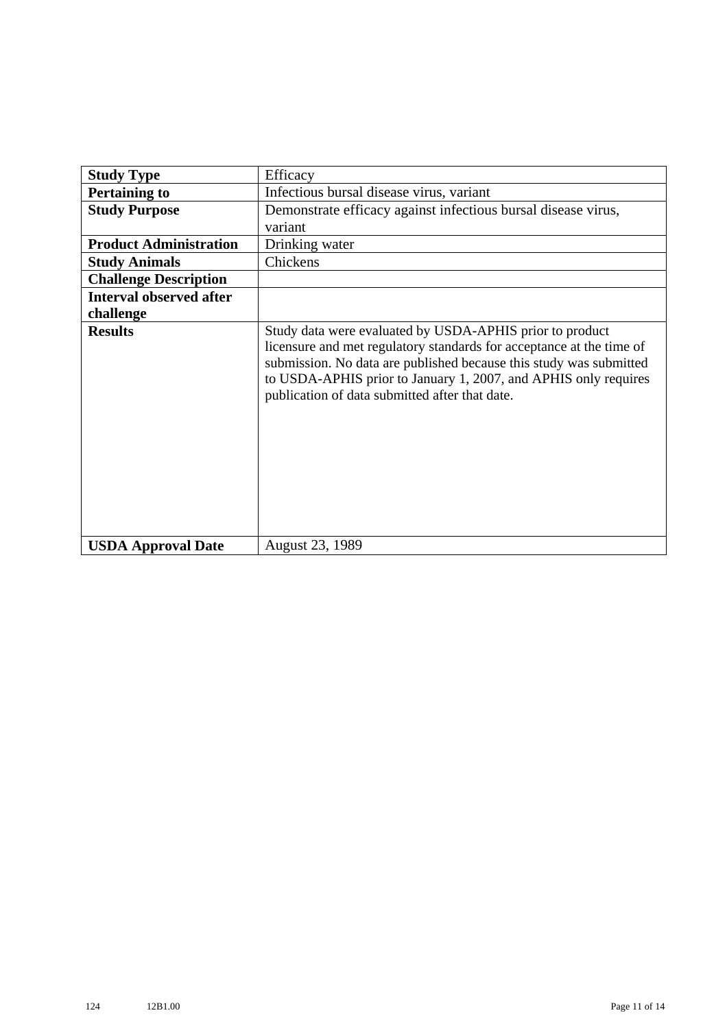| **Study Type** | Efficacy |
|---|---|
| **Pertaining to** | Infectious bursal disease virus, variant |
| **Study Purpose** | Demonstrate efficacy against infectious bursal disease virus, variant |
| **Product Administration** | Drinking water |
| **Study Animals** | Chickens |
| **Challenge Description** | |
| **Interval observed after challenge** | |
| **Results** | Study data were evaluated by USDA-APHIS prior to product licensure and met regulatory standards for acceptance at the time of submission. No data are published because this study was submitted to USDA-APHIS prior to January 1, 2007, and APHIS only requires publication of data submitted after that date. |
| **USDA Approval Date** | August 23, 1989 |

124 12B1.00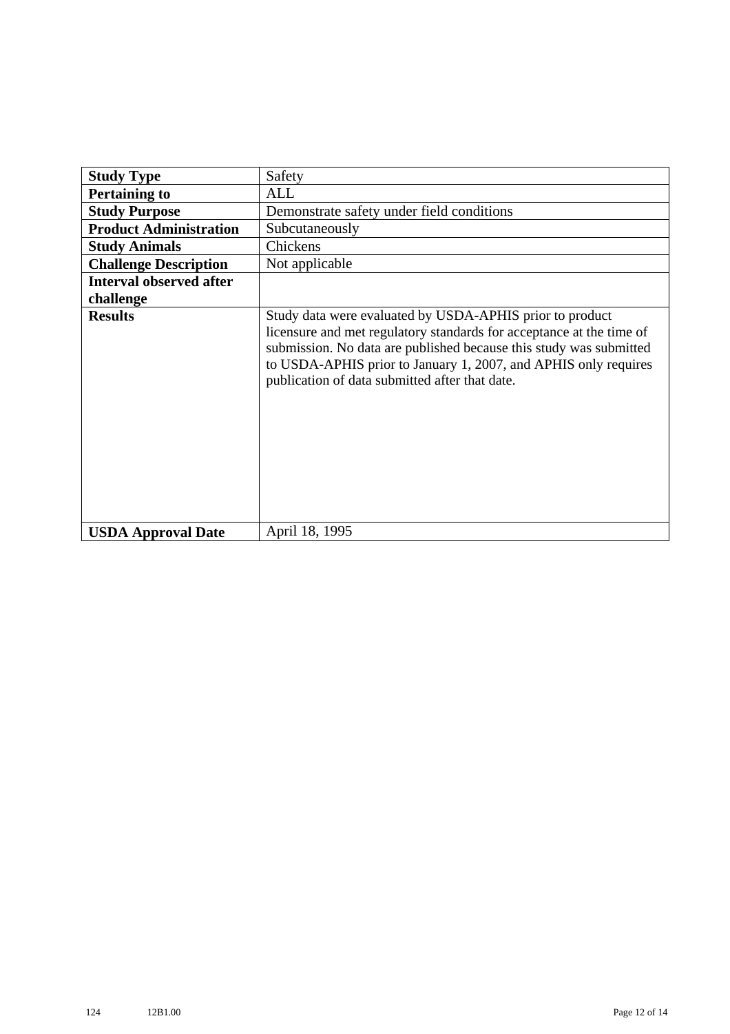| **Study Type** | Safety |
|---|---|
| **Pertaining to** | ALL |
| **Study Purpose** | Demonstrate safety under field conditions |
| **Product Administration** | Subcutaneously |
| **Study Animals** | Chickens |
| **Challenge Description** | Not applicable |
| **Interval observed after challenge** | |
| **Results** | Study data were evaluated by USDA-APHIS prior to product licensure and met regulatory standards for acceptance at the time of submission. No data are published because this study was submitted to USDA-APHIS prior to January 1, 2007, and APHIS only requires publication of data submitted after that date. |
| **USDA Approval Date** | April 18, 1995 |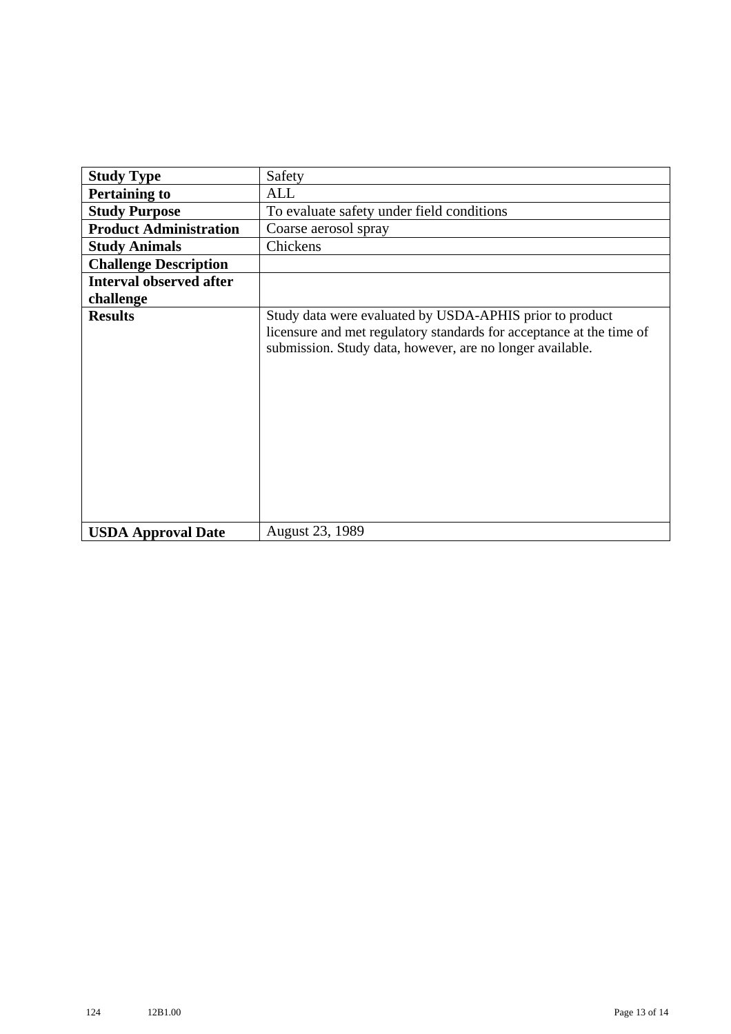| **Study Type** | Safety |
|---|---|
| **Pertaining to** | ALL |
| **Study Purpose** | To evaluate safety under field conditions |
| **Product Administration** | Coarse aerosol spray |
| **Study Animals** | Chickens |
| **Challenge Description** | |
| **Interval observed after challenge** | |
| **Results** | Study data were evaluated by USDA-APHIS prior to product licensure and met regulatory standards for acceptance at the time of submission. Study data, however, are no longer available. |
| **USDA Approval Date** | August 23, 1989 |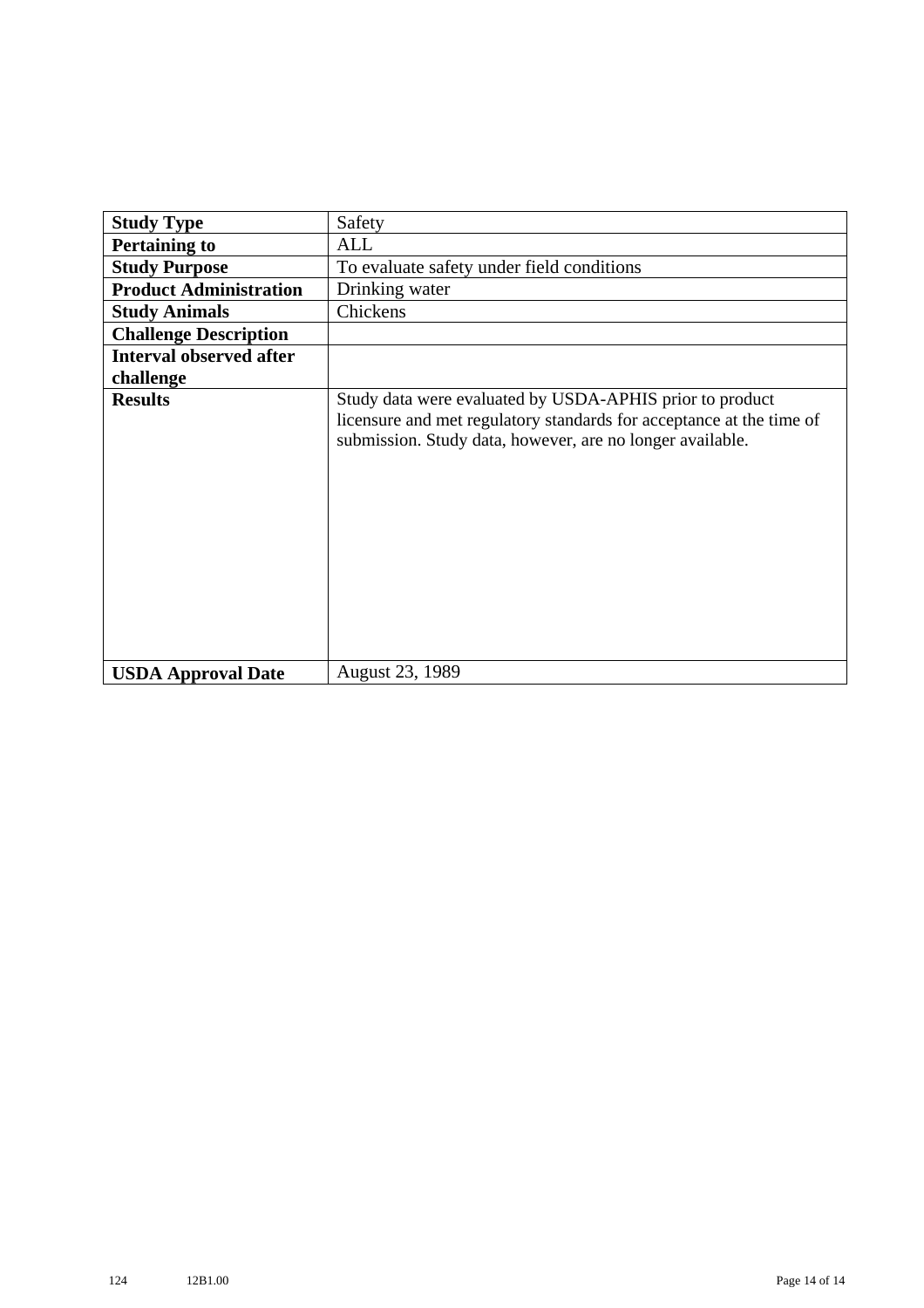| | |
|---|---|
| **Study Type** | Safety |
| **Pertaining to** | ALL |
| **Study Purpose** | To evaluate safety under field conditions |
| **Product Administration** | Drinking water |
| **Study Animals** | Chickens |
| **Challenge Description** | |
| **Interval observed after challenge** | |
| **Results** | Study data were evaluated by USDA-APHIS prior to product licensure and met regulatory standards for acceptance at the time of submission. Study data, however, are no longer available. |
| **USDA Approval Date** | August 23, 1989 |

124 12B1.00